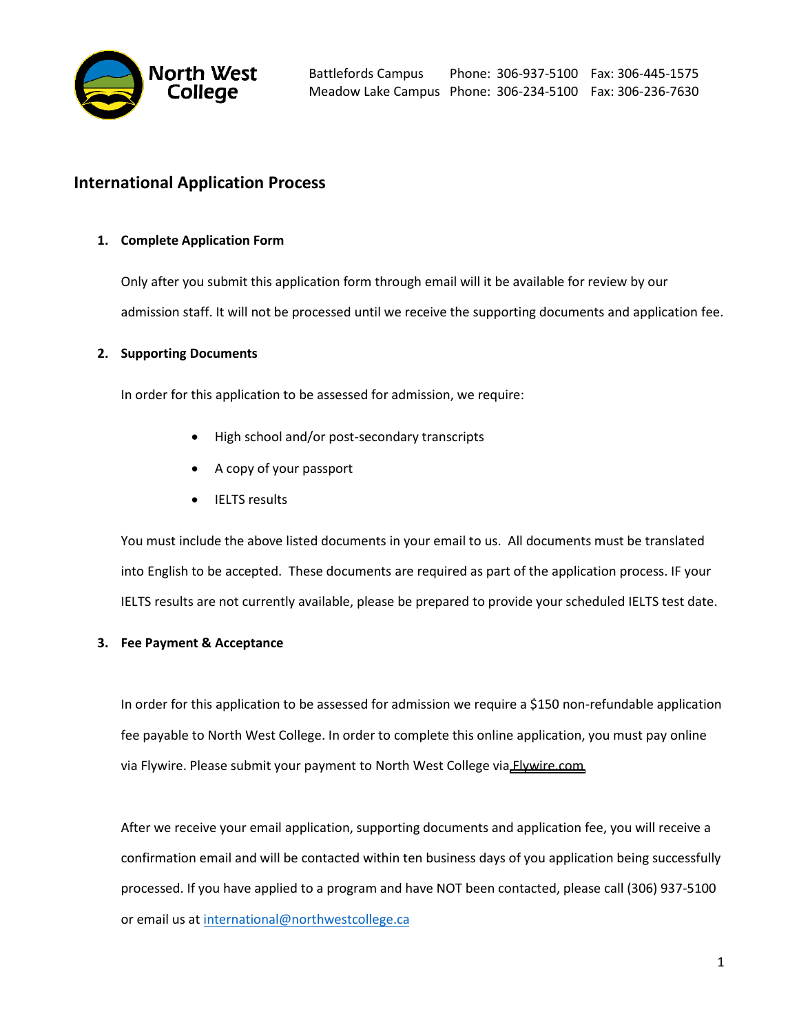North West College

Battlefords Campus Phone: 306-937-5100 Fax: 306-445-1575
Meadow Lake Campus Phone: 306-234-5100 Fax: 306-236-7630

## International Application Process

1. **Complete Application Form**

   Only after you submit this application form through email will it be available for review by our admission staff. It will not be processed until we receive the supporting documents and application fee.

2. **Supporting Documents**

   In order for this application to be assessed for admission, we require:

   - High school and/or post-secondary transcripts
   - A copy of your passport
   - IELTS results

   You must include the above listed documents in your email to us. All documents must be translated into English to be accepted. These documents are required as part of the application process. IF your IELTS results are not currently available, please be prepared to provide your scheduled IELTS test date.

3. **Fee Payment & Acceptance**

   In order for this application to be assessed for admission we require a $150 non-refundable application fee payable to North West College. In order to complete this online application, you must pay online via Flywire. Please submit your payment to North West College via Flywire.com

   After we receive your email application, supporting documents and application fee, you will receive a confirmation email and will be contacted within ten business days of you application being successfully processed. If you have applied to a program and have NOT been contacted, please call (306) 937-5100 or email us at international@northwestcollege.ca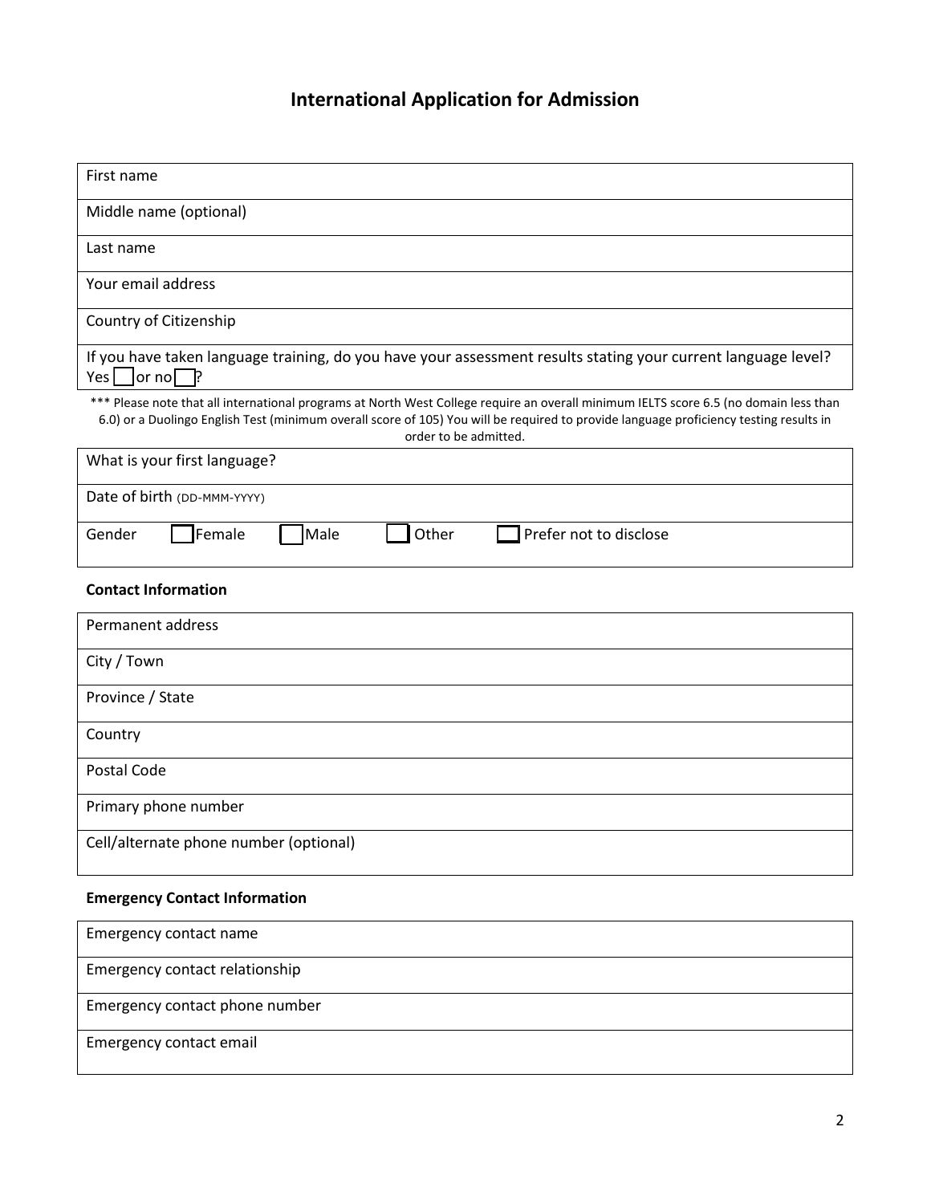# International Application for Admission

| First name |
|---|
| Middle name (optional) |
| Last name |
| Your email address |
| Country of Citizenship |
| If you have taken language training, do you have your assessment results stating your current language level? Yes ☐ or no ☐? |

*** Please note that all international programs at North West College require an overall minimum IELTS score 6.5 (no domain less than 6.0) or a Duolingo English Test (minimum overall score of 105) You will be required to provide language proficiency testing results in order to be admitted.

| What is your first language? |
|---|
| Date of birth (DD-MMM-YYYY) |
| Gender ☐ Female ☐ Male ☐ Other ☐ Prefer not to disclose |

### Contact Information

| Permanent address |
|---|
| City / Town |
| Province / State |
| Country |
| Postal Code |
| Primary phone number |
| Cell/alternate phone number (optional) |

### Emergency Contact Information

| Emergency contact name |
|---|
| Emergency contact relationship |
| Emergency contact phone number |
| Emergency contact email |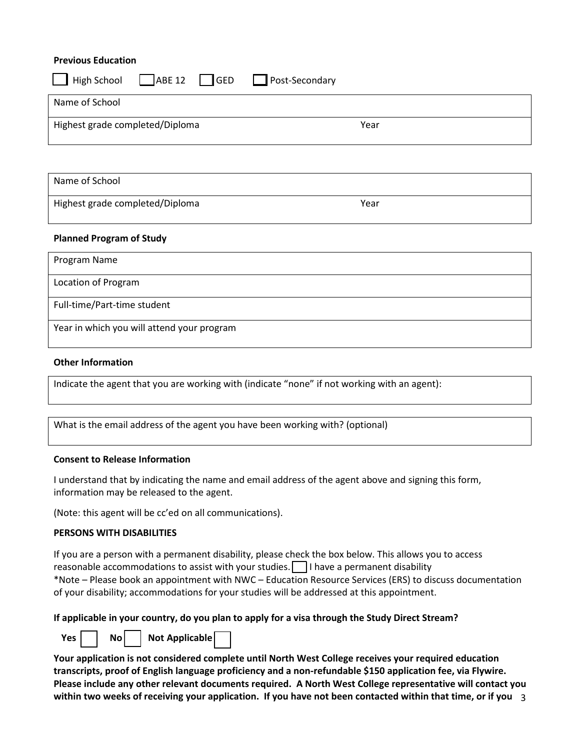**Previous Education**

☐ High School ☐ ABE 12 ☐ GED ☐ Post-Secondary

| Name of School | |
|---|---|
| Highest grade completed/Diploma | Year |

| Name of School | |
|---|---|
| Highest grade completed/Diploma | Year |

**Planned Program of Study**

| Program Name |
|---|
| Location of Program |
| Full-time/Part-time student |
| Year in which you will attend your program |

**Other Information**

| Indicate the agent that you are working with (indicate "none" if not working with an agent): |
|---|

| What is the email address of the agent you have been working with? (optional) |
|---|

**Consent to Release Information**

I understand that by indicating the name and email address of the agent above and signing this form, information may be released to the agent.

(Note: this agent will be cc'ed on all communications).

**PERSONS WITH DISABILITIES**

If you are a person with a permanent disability, please check the box below. This allows you to access reasonable accommodations to assist with your studies. ☐ I have a permanent disability
*Note – Please book an appointment with NWC – Education Resource Services (ERS) to discuss documentation of your disability; accommodations for your studies will be addressed at this appointment.

**If applicable in your country, do you plan to apply for a visa through the Study Direct Stream?**

**Yes** ☐ **No** ☐ **Not Applicable** ☐

**Your application is not considered complete until North West College receives your required education transcripts, proof of English language proficiency and a non-refundable $150 application fee, via Flywire. Please include any other relevant documents required. A North West College representative will contact you within two weeks of receiving your application. If you have not been contacted within that time, or if you**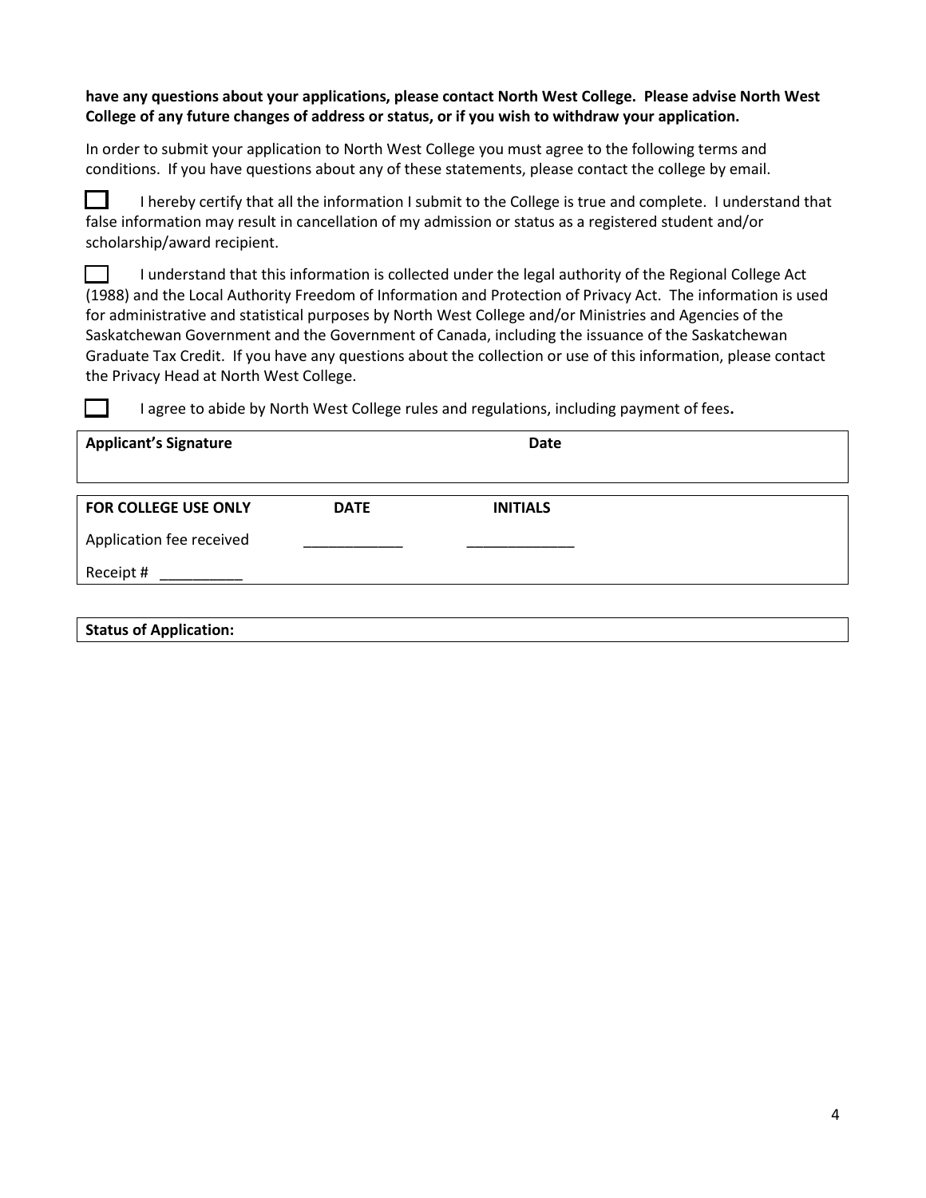**have any questions about your applications, please contact North West College. Please advise North West College of any future changes of address or status, or if you wish to withdraw your application.**

In order to submit your application to North West College you must agree to the following terms and conditions. If you have questions about any of these statements, please contact the college by email.

☐ I hereby certify that all the information I submit to the College is true and complete. I understand that false information may result in cancellation of my admission or status as a registered student and/or scholarship/award recipient.

☐ I understand that this information is collected under the legal authority of the Regional College Act (1988) and the Local Authority Freedom of Information and Protection of Privacy Act. The information is used for administrative and statistical purposes by North West College and/or Ministries and Agencies of the Saskatchewan Government and the Government of Canada, including the issuance of the Saskatchewan Graduate Tax Credit. If you have any questions about the collection or use of this information, please contact the Privacy Head at North West College.

☐ I agree to abide by North West College rules and regulations, including payment of fees**.**

| **Applicant's Signature** | **Date** |
|---|---|
| | |

| **FOR COLLEGE USE ONLY** | **DATE** | **INITIALS** |
|---|---|---|
| Application fee received | ____________ | _____________ |
| Receipt # __________ | | |

| **Status of Application:** |
|---|